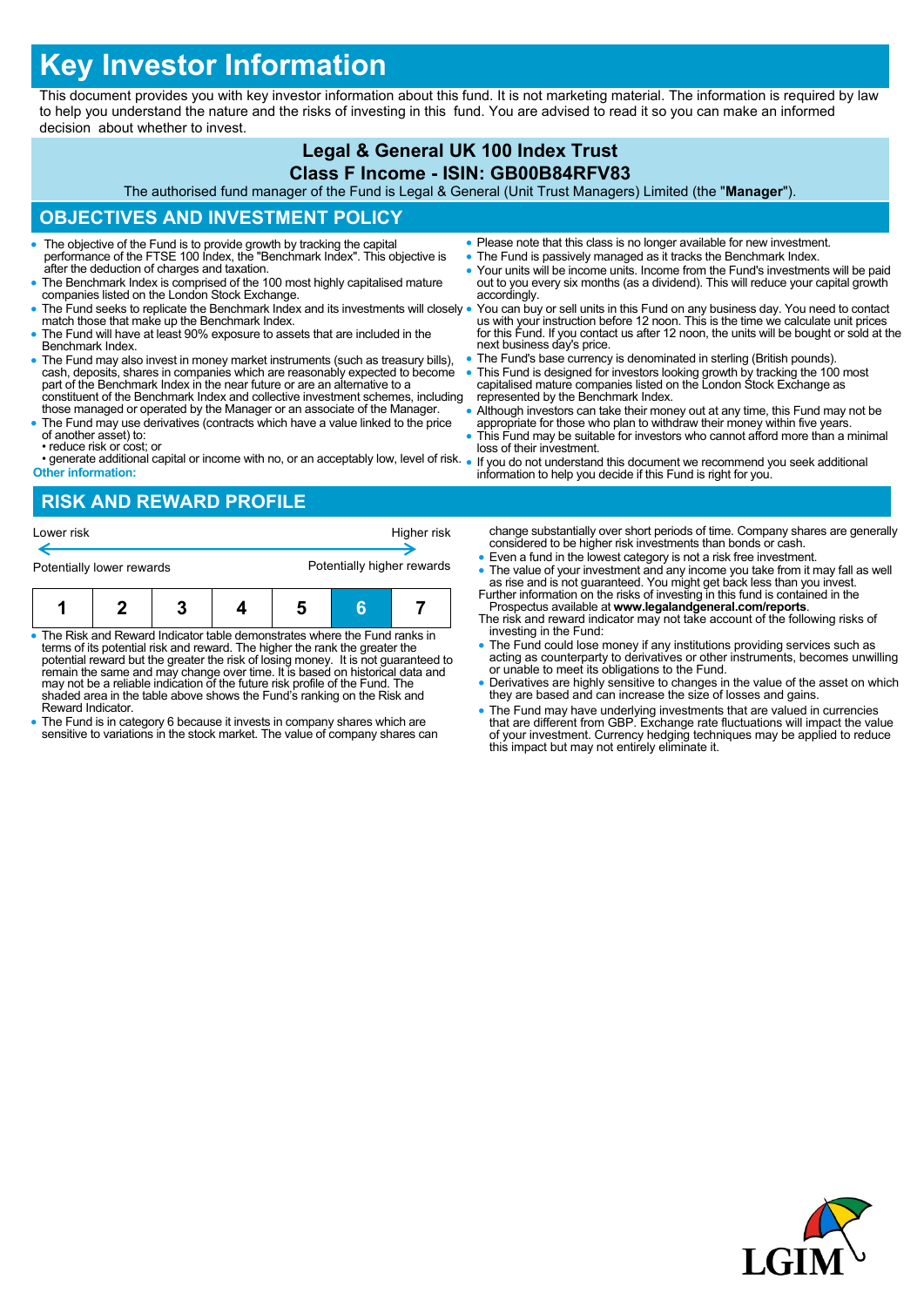# Key Investor Information

This document provides you with key investor information about this fund. It is not marketing material. The information is required by law to help you understand the nature and the risks of investing in this fund. You are advised to read it so you can make an informed decision about whether to invest.

## Legal & General UK 100 Index Trust

## Class F Income - ISIN: GB00B84RFV83

The authorised fund manager of the Fund is Legal & General (Unit Trust Managers) Limited (the "**Manager**").

## OBJECTIVES AND INVESTMENT POLICY

- The objective of the Fund is to provide growth by tracking the capital performance of the FTSE 100 Index, the "Benchmark Index". This objective is after the deduction of charges and taxation.
- The Benchmark Index is comprised of the 100 most highly capitalised mature companies listed on the London Stock Exchange.
- The Fund seeks to replicate the Benchmark Index and its investments will closely match those that make up the Benchmark Index.
- The Fund will have at least 90% exposure to assets that are included in the Benchmark Index.
- The Fund may also invest in money market instruments (such as treasury bills), cash, deposits, shares in companies which are reasonably expected to become part of the Benchmark Index in the near future or are an alternative to a constituent of the Benchmark Index and collective investment schemes, including those managed or operated by the Manager or an associate of the Manager.
- The Fund may use derivatives (contracts which have a value linked to the price of another asset) to:
  - • reduce risk or cost; or
  - • generate additional capital or income with no, or an acceptably low, level of risk.

**Other information:**

- Please note that this class is no longer available for new investment.
- The Fund is passively managed as it tracks the Benchmark Index.
- Your units will be income units. Income from the Fund's investments will be paid out to you every six months (as a dividend). This will reduce your capital growth accordingly.
- You can buy or sell units in this Fund on any business day. You need to contact us with your instruction before 12 noon. This is the time we calculate unit prices for this Fund. If you contact us after 12 noon, the units will be bought or sold at the next business day's price.
- The Fund's base currency is denominated in sterling (British pounds).
- This Fund is designed for investors looking growth by tracking the 100 most capitalised mature companies listed on the London Stock Exchange as represented by the Benchmark Index.
- Although investors can take their money out at any time, this Fund may not be appropriate for those who plan to withdraw their money within five years.
- This Fund may be suitable for investors who cannot afford more than a minimal loss of their investment.
- If you do not understand this document we recommend you seek additional information to help you decide if this Fund is right for you.

## RISK AND REWARD PROFILE

| Lower risk | | | | | | Higher risk |
|---|---|---|---|---|---|---|
| Potentially lower rewards | | | | | | Potentially higher rewards |
| 1 | 2 | 3 | 4 | 5 | **6** | 7 |

- The Risk and Reward Indicator table demonstrates where the Fund ranks in terms of its potential risk and reward. The higher the rank the greater the potential reward but the greater the risk of losing money. It is not guaranteed to remain the same and may change over time. It is based on historical data and may not be a reliable indication of the future risk profile of the Fund. The shaded area in the table above shows the Fund's ranking on the Risk and Reward Indicator.
- The Fund is in category 6 because it invests in company shares which are sensitive to variations in the stock market. The value of company shares can change substantially over short periods of time. Company shares are generally considered to be higher risk investments than bonds or cash.
- Even a fund in the lowest category is not a risk free investment.
- The value of your investment and any income you take from it may fall as well as rise and is not guaranteed. You might get back less than you invest.

Further information on the risks of investing in this fund is contained in the Prospectus available at **www.legalandgeneral.com/reports**.

The risk and reward indicator may not take account of the following risks of investing in the Fund:

- The Fund could lose money if any institutions providing services such as acting as counterparty to derivatives or other instruments, becomes unwilling or unable to meet its obligations to the Fund.
- Derivatives are highly sensitive to changes in the value of the asset on which they are based and can increase the size of losses and gains.
- The Fund may have underlying investments that are valued in currencies that are different from GBP. Exchange rate fluctuations will impact the value of your investment. Currency hedging techniques may be applied to reduce this impact but may not entirely eliminate it.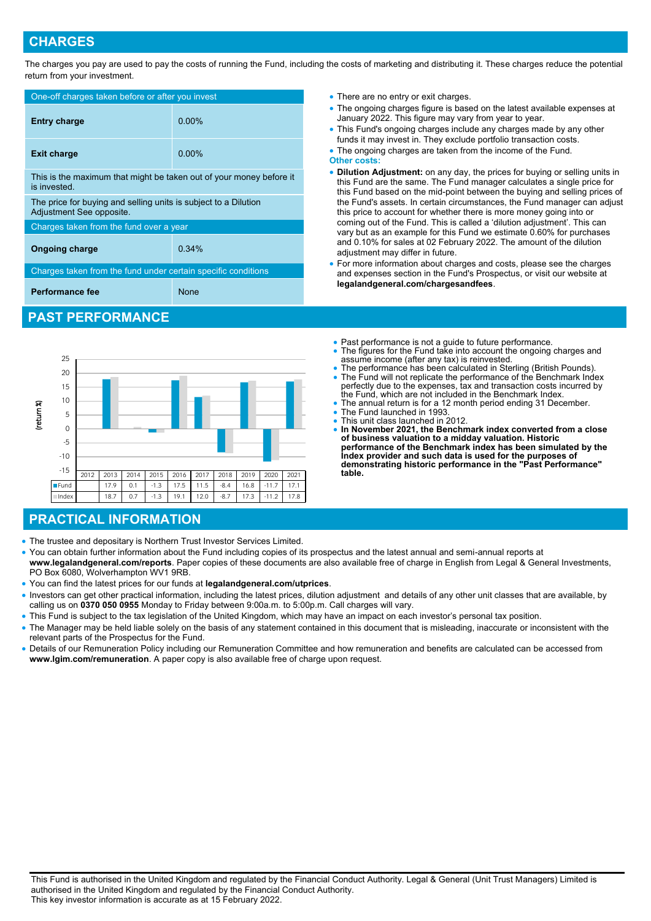## CHARGES

The charges you pay are used to pay the costs of running the Fund, including the costs of marketing and distributing it. These charges reduce the potential return from your investment.

| | |
|---|---|
| **One-off charges taken before or after you invest** | |
| **Entry charge** | 0.00% |
| **Exit charge** | 0.00% |
| This is the maximum that might be taken out of your money before it is invested. | |
| The price for buying and selling units is subject to a Dilution Adjustment See opposite. | |
| **Charges taken from the fund over a year** | |
| **Ongoing charge** | 0.34% |
| **Charges taken from the fund under certain specific conditions** | |
| **Performance fee** | None |

- There are no entry or exit charges.
- The ongoing charges figure is based on the latest available expenses at January 2022. This figure may vary from year to year.
- This Fund's ongoing charges include any charges made by any other funds it may invest in. They exclude portfolio transaction costs.
- The ongoing charges are taken from the income of the Fund.

**Other costs:**

- **Dilution Adjustment:** on any day, the prices for buying or selling units in this Fund are the same. The Fund manager calculates a single price for this Fund based on the mid-point between the buying and selling prices of the Fund's assets. In certain circumstances, the Fund manager can adjust this price to account for whether there is more money going into or coming out of the Fund. This is called a 'dilution adjustment'. This can vary but as an example for this Fund we estimate 0.60% for purchases and 0.10% for sales at 02 February 2022. The amount of the dilution adjustment may differ in future.
- For more information about charges and costs, please see the charges and expenses section in the Fund's Prospectus, or visit our website at **legalandgeneral.com/chargesandfees**.

## PAST PERFORMANCE

(return %)

25
20
15
10
5
0
-5
-10
-15

2012 2013 2014 2015 2016 2017 2018 2019 2020 2021

Fund: 17.9 0.1 -1.3 17.5 11.5 -8.4 16.8 -11.7 17.1

Index: 18.7 0.7 -1.3 19.1 12.0 -8.7 17.3 -11.2 17.8

- Past performance is not a guide to future performance.
- The figures for the Fund take into account the ongoing charges and assume income (after any tax) is reinvested.
- The performance has been calculated in Sterling (British Pounds).
- The Fund will not replicate the performance of the Benchmark Index perfectly due to the expenses, tax and transaction costs incurred by the Fund, which are not included in the Benchmark Index.
- The annual return is for a 12 month period ending 31 December.
- The Fund launched in 1993.
- This unit class launched in 2012.
- **In November 2021, the Benchmark index converted from a close of business valuation to a midday valuation. Historic performance of the Benchmark index has been simulated by the Index provider and such data is used for the purposes of demonstrating historic performance in the "Past Performance" table.**

## PRACTICAL INFORMATION

- The trustee and depositary is Northern Trust Investor Services Limited.
- You can obtain further information about the Fund including copies of its prospectus and the latest annual and semi-annual reports at **www.legalandgeneral.com/reports**. Paper copies of these documents are also available free of charge in English from Legal & General Investments, PO Box 6080, Wolverhampton WV1 9RB.
- You can find the latest prices for our funds at **legalandgeneral.com/utprices**.
- Investors can get other practical information, including the latest prices, dilution adjustment and details of any other unit classes that are available, by calling us on **0370 050 0955** Monday to Friday between 9:00a.m. to 5:00p.m. Call charges will vary.
- This Fund is subject to the tax legislation of the United Kingdom, which may have an impact on each investor's personal tax position.
- The Manager may be held liable solely on the basis of any statement contained in this document that is misleading, inaccurate or inconsistent with the relevant parts of the Prospectus for the Fund.
- Details of our Remuneration Policy including our Remuneration Committee and how remuneration and benefits are calculated can be accessed from **www.lgim.com/remuneration**. A paper copy is also available free of charge upon request.

This Fund is authorised in the United Kingdom and regulated by the Financial Conduct Authority. Legal & General (Unit Trust Managers) Limited is authorised in the United Kingdom and regulated by the Financial Conduct Authority.
This key investor information is accurate as at 15 February 2022.